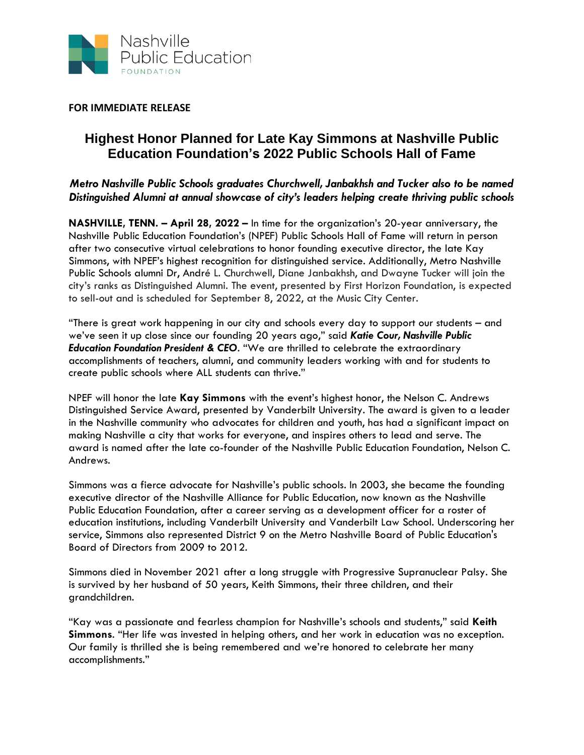Nashville Public Education FOUNDATION

**FOR IMMEDIATE RELEASE**

# Highest Honor Planned for Late Kay Simmons at Nashville Public Education Foundation's 2022 Public Schools Hall of Fame

***Metro Nashville Public Schools graduates Churchwell, Janbakhsh and Tucker also to be named Distinguished Alumni at annual showcase of city's leaders helping create thriving public schools***

**NASHVILLE, TENN. – April 28, 2022 –** In time for the organization's 20-year anniversary, the Nashville Public Education Foundation's (NPEF) Public Schools Hall of Fame will return in person after two consecutive virtual celebrations to honor founding executive director, the late Kay Simmons, with NPEF's highest recognition for distinguished service. Additionally, Metro Nashville Public Schools alumni Dr, André L. Churchwell, Diane Janbakhsh, and Dwayne Tucker will join the city's ranks as Distinguished Alumni. The event, presented by First Horizon Foundation, is expected to sell-out and is scheduled for September 8, 2022, at the Music City Center.

"There is great work happening in our city and schools every day to support our students – and we've seen it up close since our founding 20 years ago," said ***Katie Cour, Nashville Public Education Foundation President & CEO***. "We are thrilled to celebrate the extraordinary accomplishments of teachers, alumni, and community leaders working with and for students to create public schools where ALL students can thrive."

NPEF will honor the late **Kay Simmons** with the event's highest honor, the Nelson C. Andrews Distinguished Service Award, presented by Vanderbilt University. The award is given to a leader in the Nashville community who advocates for children and youth, has had a significant impact on making Nashville a city that works for everyone, and inspires others to lead and serve. The award is named after the late co-founder of the Nashville Public Education Foundation, Nelson C. Andrews.

Simmons was a fierce advocate for Nashville's public schools. In 2003, she became the founding executive director of the Nashville Alliance for Public Education, now known as the Nashville Public Education Foundation, after a career serving as a development officer for a roster of education institutions, including Vanderbilt University and Vanderbilt Law School. Underscoring her service, Simmons also represented District 9 on the Metro Nashville Board of Public Education's Board of Directors from 2009 to 2012.

Simmons died in November 2021 after a long struggle with Progressive Supranuclear Palsy. She is survived by her husband of 50 years, Keith Simmons, their three children, and their grandchildren.

"Kay was a passionate and fearless champion for Nashville's schools and students," said **Keith Simmons**. "Her life was invested in helping others, and her work in education was no exception. Our family is thrilled she is being remembered and we're honored to celebrate her many accomplishments."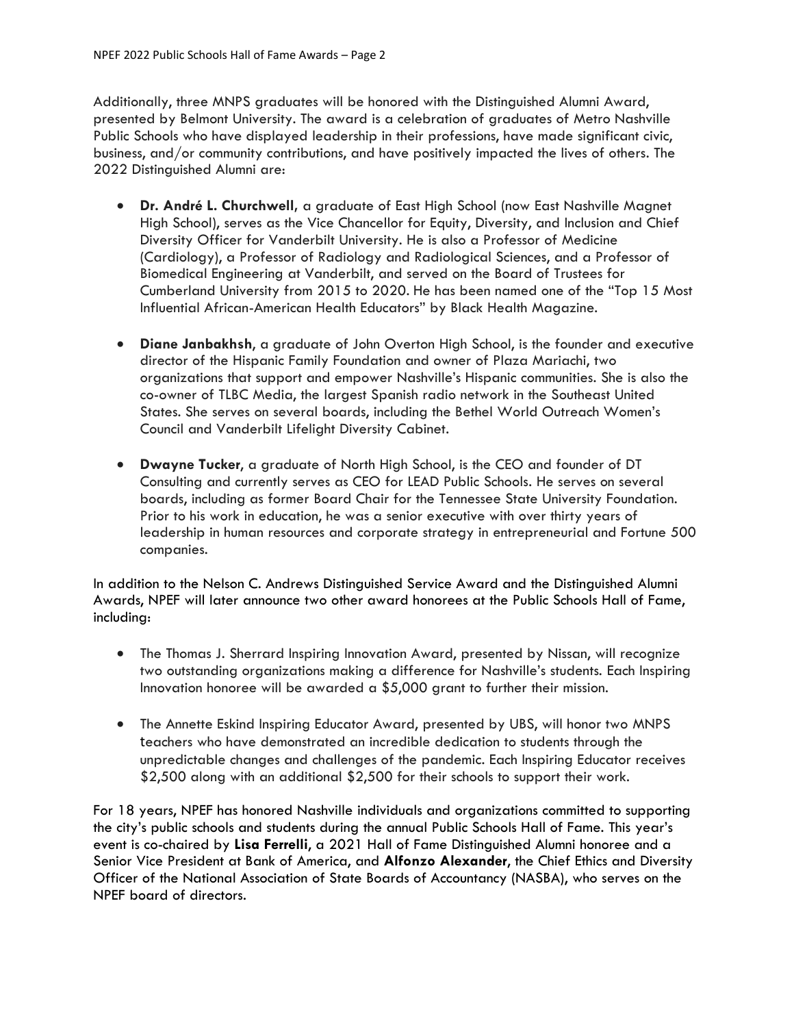Additionally, three MNPS graduates will be honored with the Distinguished Alumni Award, presented by Belmont University. The award is a celebration of graduates of Metro Nashville Public Schools who have displayed leadership in their professions, have made significant civic, business, and/or community contributions, and have positively impacted the lives of others. The 2022 Distinguished Alumni are:

- **Dr. André L. Churchwell**, a graduate of East High School (now East Nashville Magnet High School), serves as the Vice Chancellor for Equity, Diversity, and Inclusion and Chief Diversity Officer for Vanderbilt University. He is also a Professor of Medicine (Cardiology), a Professor of Radiology and Radiological Sciences, and a Professor of Biomedical Engineering at Vanderbilt, and served on the Board of Trustees for Cumberland University from 2015 to 2020. He has been named one of the "Top 15 Most Influential African-American Health Educators" by Black Health Magazine.

- **Diane Janbakhsh**, a graduate of John Overton High School, is the founder and executive director of the Hispanic Family Foundation and owner of Plaza Mariachi, two organizations that support and empower Nashville's Hispanic communities. She is also the co-owner of TLBC Media, the largest Spanish radio network in the Southeast United States. She serves on several boards, including the Bethel World Outreach Women's Council and Vanderbilt Lifelight Diversity Cabinet.

- **Dwayne Tucker**, a graduate of North High School, is the CEO and founder of DT Consulting and currently serves as CEO for LEAD Public Schools. He serves on several boards, including as former Board Chair for the Tennessee State University Foundation. Prior to his work in education, he was a senior executive with over thirty years of leadership in human resources and corporate strategy in entrepreneurial and Fortune 500 companies.

In addition to the Nelson C. Andrews Distinguished Service Award and the Distinguished Alumni Awards, NPEF will later announce two other award honorees at the Public Schools Hall of Fame, including:

- The Thomas J. Sherrard Inspiring Innovation Award, presented by Nissan, will recognize two outstanding organizations making a difference for Nashville's students. Each Inspiring Innovation honoree will be awarded a $5,000 grant to further their mission.

- The Annette Eskind Inspiring Educator Award, presented by UBS, will honor two MNPS teachers who have demonstrated an incredible dedication to students through the unpredictable changes and challenges of the pandemic. Each Inspiring Educator receives $2,500 along with an additional $2,500 for their schools to support their work.

For 18 years, NPEF has honored Nashville individuals and organizations committed to supporting the city's public schools and students during the annual Public Schools Hall of Fame. This year's event is co-chaired by **Lisa Ferrelli**, a 2021 Hall of Fame Distinguished Alumni honoree and a Senior Vice President at Bank of America, and **Alfonzo Alexander**, the Chief Ethics and Diversity Officer of the National Association of State Boards of Accountancy (NASBA), who serves on the NPEF board of directors.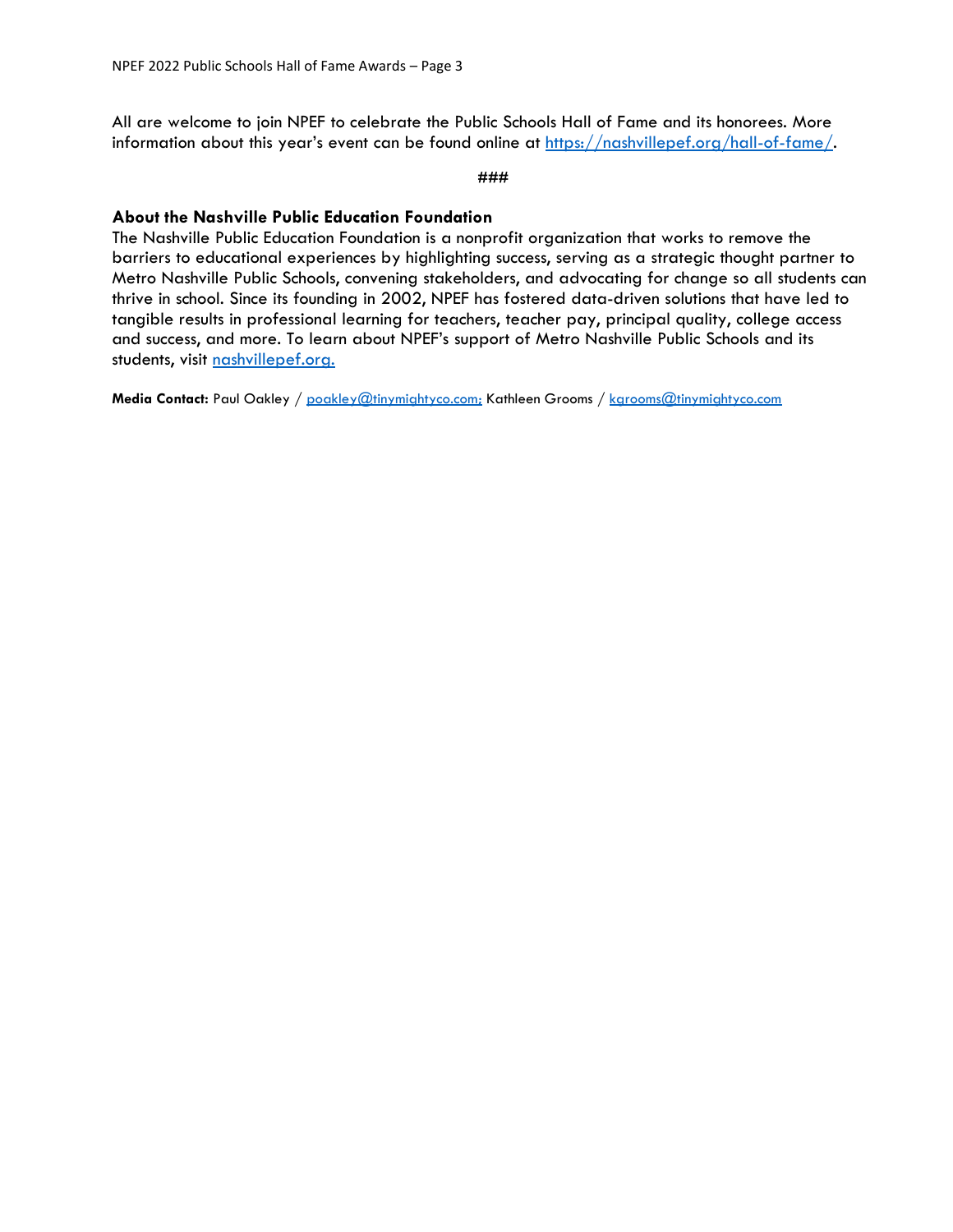All are welcome to join NPEF to celebrate the Public Schools Hall of Fame and its honorees. More information about this year's event can be found online at [https://nashvillepef.org/hall-of-fame/](https://nashvillepef.org/hall-of-fame/).

###

**About the Nashville Public Education Foundation**

The Nashville Public Education Foundation is a nonprofit organization that works to remove the barriers to educational experiences by highlighting success, serving as a strategic thought partner to Metro Nashville Public Schools, convening stakeholders, and advocating for change so all students can thrive in school. Since its founding in 2002, NPEF has fostered data-driven solutions that have led to tangible results in professional learning for teachers, teacher pay, principal quality, college access and success, and more. To learn about NPEF's support of Metro Nashville Public Schools and its students, visit [nashvillepef.org.](https://nashvillepef.org)

**Media Contact:** Paul Oakley / poakley@tinymightyco.com; Kathleen Grooms / kgrooms@tinymightyco.com